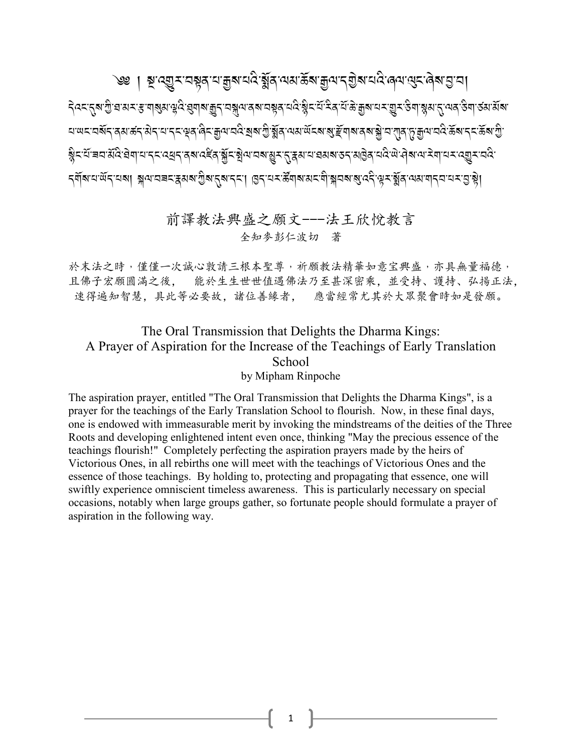༄༅། །སྔ་འགྱུར་བསྟན་པ་རྒྱས་པའི་སྨོན་ལམ་ཆོས་རྒྱལ་དགྱེས་པའི་ཞལ་ལུང་ཞེས་བྱ་བ།

དེའང་དུས་ཀྱི་ཐ་མར་རྩ་གསུམ་ལྷའི་ཐུགས་རྒྱུད་བསྐུལ་ནས་བསྟན་པའི་སྙིང་པོ་རིན་པོ་ཆེ་རྒྱས་པར་གྱུར་ཅིག་སྙམ་དུ་ལན་ཅིག་ཙམ་སྨོས་པ་ཡང་བསོད་ནམས་ཚད་མེད་པ་དང་ལྡན་ཞིང་རྒྱལ་བའི་སྲས་ཀྱི་སྨོན་ལམ་ཡོངས་སུ་རྫོགས་ནས་སྐྱེ་བ་ཀུན་ཏུ་རྒྱལ་བའི་ཆོས་དང་ཆོས་ཀྱི་སྙིང་པོ་ཟབ་མོའི་ཐེག་པ་དང་འཕྲད་ནས་འཛིན་སྐྱོང་སྤེལ་བས་མྱུར་དུ་རྣམ་པ་ཐམས་ཅད་མཁྱེན་པའི་ཡེ་ཤེས་ལ་རེག་པར་འགྱུར་བའི་དགོས་པ་ཡོད་པས། སྐལ་བཟང་རྣམས་ཀྱིས་དུས་དང་། ཁྱད་པར་ཚོགས་མང་གི་སྐབས་སུ་འདི་ལྟར་སྨོན་ལམ་གདབ་པར་བྱ་སྟེ།

# 前譯教法興盛之願文---法王欣悅教言

全知麥彭仁波切　著

於末法之時，僅僅一次誠心敦請三根本聖尊，祈願教法精華如意宝興盛，亦具無量福德，且佛子宏願圓滿之後，　能於生生世世值遇佛法乃至甚深密乘，並受持、護持、弘揚正法，速得遍知智慧，具此等必要故，諸位善緣者，　應當經常尤其於大眾聚會時如是發願。

# The Oral Transmission that Delights the Dharma Kings: A Prayer of Aspiration for the Increase of the Teachings of Early Translation School

by Mipham Rinpoche

The aspiration prayer, entitled "The Oral Transmission that Delights the Dharma Kings", is a prayer for the teachings of the Early Translation School to flourish. Now, in these final days, one is endowed with immeasurable merit by invoking the mindstreams of the deities of the Three Roots and developing enlightened intent even once, thinking "May the precious essence of the teachings flourish!" Completely perfecting the aspiration prayers made by the heirs of Victorious Ones, in all rebirths one will meet with the teachings of Victorious Ones and the essence of those teachings. By holding to, protecting and propagating that essence, one will swiftly experience omniscient timeless awareness. This is particularly necessary on special occasions, notably when large groups gather, so fortunate people should formulate a prayer of aspiration in the following way.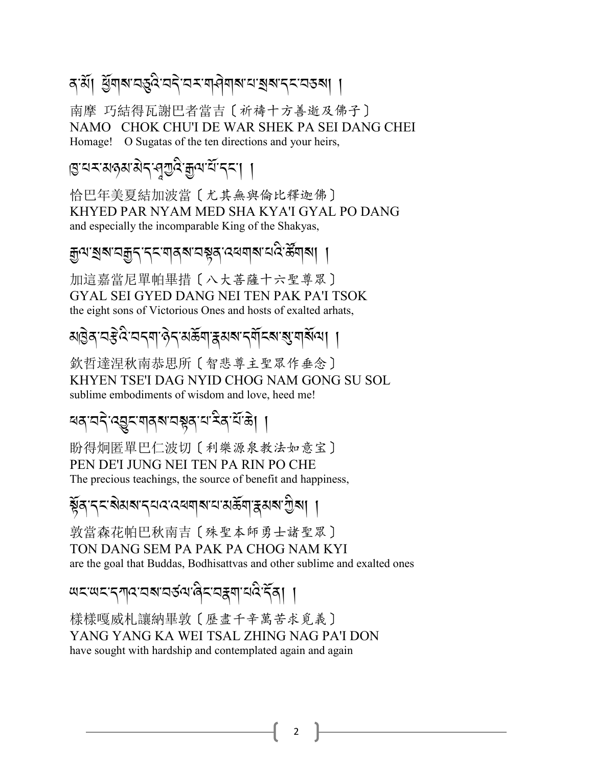ན་མོ། ཕྱོགས་བཅུའི་བདེ་བར་གཤེགས་པ་སྲས་དང་བཅས། །

南摩 巧結得瓦謝巴者當吉〔祈禱十方善逝及佛子〕
NAMO CHOK CHU'I DE WAR SHEK PA SEI DANG CHEI
Homage! O Sugatas of the ten directions and your heirs,

ཁྱད་པར་མཉམ་མེད་ཤཱཀྱའི་རྒྱལ་པོ་དང་། །

恰巴年美夏結加波當〔尤其無與倫比釋迦佛〕
KHYED PAR NYAM MED SHA KYA'I GYAL PO DANG
and especially the incomparable King of the Shakyas,

རྒྱལ་སྲས་བརྒྱད་དང་གནས་བརྟན་འཕགས་པའི་ཚོགས། །

加這嘉當尼單帕畢措〔八大菩薩十六聖尊眾〕
GYAL SEI GYED DANG NEI TEN PAK PA'I TSOK
the eight sons of Victorious Ones and hosts of exalted arhats,

མཁྱེན་བརྩེའི་བདག་ཉིད་མཆོག་རྣམས་དགོངས་སུ་གསོལ། །

欽哲達涅秋南恭思所〔智悲尊主聖眾作垂念〕
KHYEN TSE'I DAG NYID CHOG NAM GONG SU SOL
sublime embodiments of wisdom and love, heed me!

ཕན་བདེའི་འབྱུང་གནས་བསྟན་པ་རིན་པོ་ཆེ། །

盼得炯匿單巴仁波切〔利樂源泉教法如意宝〕
PEN DE'I JUNG NEI TEN PA RIN PO CHE
The precious teachings, the source of benefit and happiness,

སྟོན་དང་སེམས་དཔའ་འཕགས་པ་མཆོག་རྣམས་ཀྱིས། །

敦當森花帕巴秋南吉〔殊聖本師勇士諸聖眾〕
TON DANG SEM PA PAK PA CHOG NAM KYI
are the goal that Buddas, Bodhisattvas and other sublime and exalted ones

ཡང་ཡང་དཀའ་བས་བཙལ་ཞིང་བརྣག་པའི་དོན། །

樣樣嘎威札讓納畢敦〔歷盡千辛萬苦求覓義〕
YANG YANG KA WEI TSAL ZHING NAG PA'I DON
have sought with hardship and contemplated again and again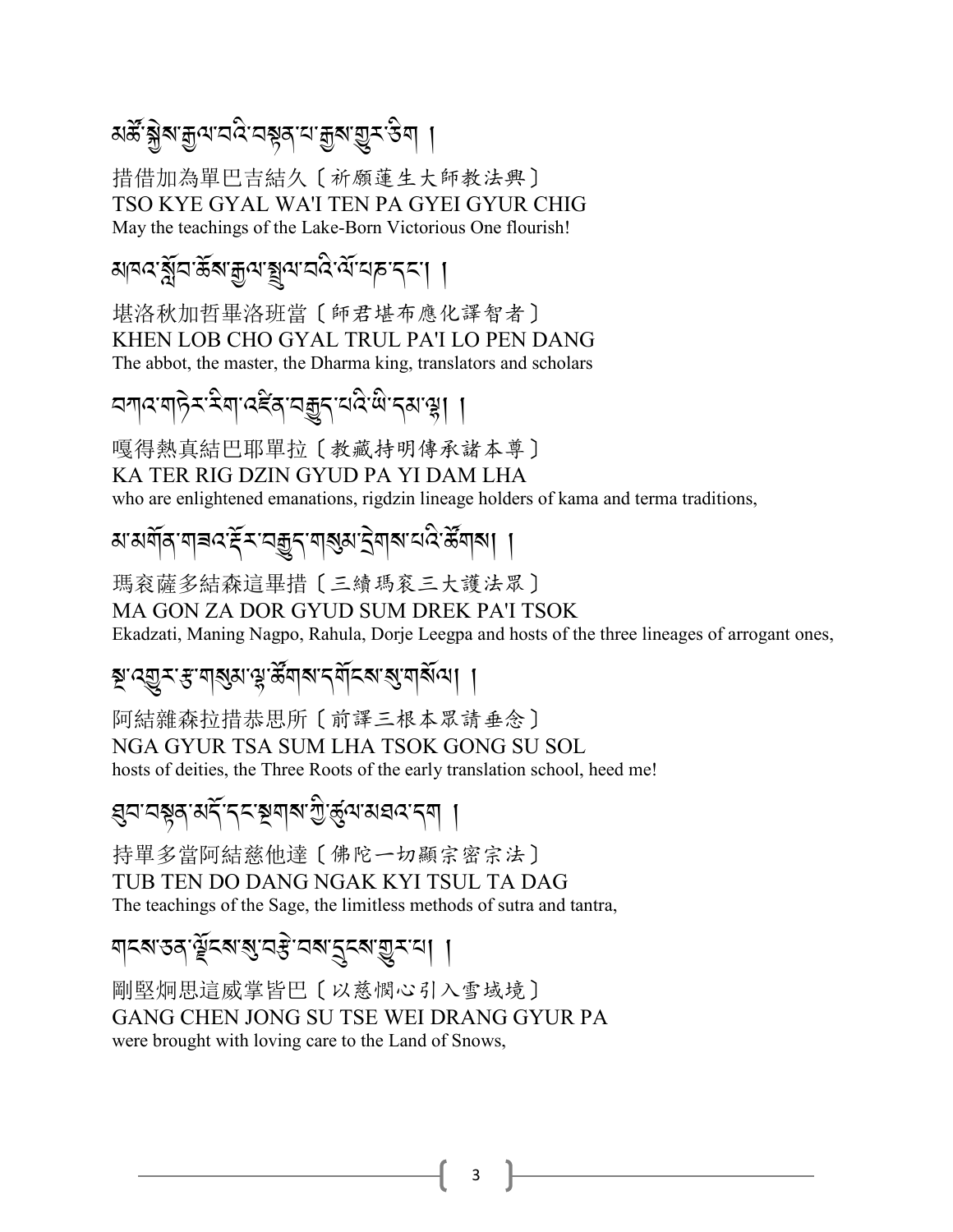མཚོ་སྐྱེས་རྒྱལ་བའི་བསྟན་པ་རྒྱས་གྱུར་ཅིག །

措借加為單巴吉結久〔祈願蓮生大師教法興〕
TSO KYE GYAL WA'I TEN PA GYEI GYUR CHIG
May the teachings of the Lake-Born Victorious One flourish!

མཁན་སློབ་ཆོས་རྒྱལ་སྤྲུལ་པའི་ལོ་པཎ་དང་། །

堪洛秋加哲畢洛班當〔師君堪布應化譯智者〕
KHEN LOB CHO GYAL TRUL PA'I LO PEN DANG
The abbot, the master, the Dharma king, translators and scholars

བཀའ་གཏེར་རིག་འཛིན་བརྒྱུད་པའི་ཡི་དམ་ལྷ། །

嘎得熱真結巴耶單拉〔教藏持明傳承諸本尊〕
KA TER RIG DZIN GYUD PA YI DAM LHA
who are enlightened emanations, rigdzin lineage holders of kama and terma traditions,

མ་མགོན་གཟའ་དོར་བརྒྱུད་གསུམ་དྲེགས་པའི་ཚོགས། །

瑪袞薩多結森這畢措〔三續瑪袞三大護法眾〕
MA GON ZA DOR GYUD SUM DREK PA'I TSOK
Ekadzati, Maning Nagpo, Rahula, Dorje Leegpa and hosts of the three lineages of arrogant ones,

སྔ་འགྱུར་རྩ་གསུམ་ལྷ་ཚོགས་དགོངས་སུ་གསོལ། །

阿結雜森拉措恭思所〔前譯三根本眾請垂念〕
NGA GYUR TSA SUM LHA TSOK GONG SU SOL
hosts of deities, the Three Roots of the early translation school, heed me!

ཐུབ་བསྟན་མདོ་དང་སྔགས་ཀྱི་ཚུལ་མཐའ་དག །

持單多當阿結慈他達〔佛陀一切顯宗密宗法〕
TUB TEN DO DANG NGAK KYI TSUL TA DAG
The teachings of the Sage, the limitless methods of sutra and tantra,

གངས་ཅན་ལྗོངས་སུ་བརྩེ་བས་དྲངས་གྱུར་པ། །

剛堅炯思這威掌皆巴〔以慈悯心引入雪域境〕
GANG CHEN JONG SU TSE WEI DRANG GYUR PA
were brought with loving care to the Land of Snows,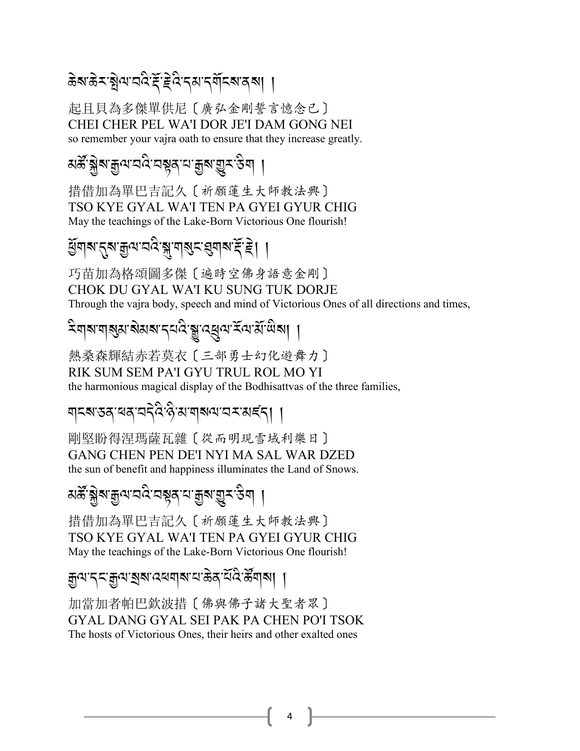ཆེས་ཆེར་སྤེལ་བའི་རྡོ་རྗེའི་དམ་དགོངས་ནས། །

起且貝為多傑單供尼〔廣弘金剛誓言憶念已〕
CHEI CHER PEL WA'I DOR JE'I DAM GONG NEI
so remember your vajra oath to ensure that they increase greatly.

མཚོ་སྐྱེས་རྒྱལ་བའི་བསྟན་པ་རྒྱས་གྱུར་ཅིག །

措借加為單巴吉記久〔祈願蓮生大師教法興〕
TSO KYE GYAL WA'I TEN PA GYEI GYUR CHIG
May the teachings of the Lake-Born Victorious One flourish!

ཕྱོགས་དུས་རྒྱལ་བའི་སྐུ་གསུང་ཐུགས་རྡོ་རྗེ། །

巧苗加為格頌圖多傑〔遍時空佛身語意金剛〕
CHOK DU GYAL WA'I KU SUNG TUK DORJE
Through the vajra body, speech and mind of Victorious Ones of all directions and times,

རིགས་གསུམ་སེམས་དཔའི་སྒྱུ་འཕྲུལ་རོལ་མོ་ཡིས། །

熱桑森輝結赤若莫衣〔三部勇士幻化遊舞力〕
RIK SUM SEM PA'I GYU TRUL ROL MO YI
the harmonious magical display of the Bodhisattvas of the three families,

གངས་ཅན་ཕན་བདེའི་ཉི་མ་གསལ་བར་མཛད། །

剛堅盼得涅瑪薩瓦雜〔從而明現雪域利樂日〕
GANG CHEN PEN DE'I NYI MA SAL WAR DZED
the sun of benefit and happiness illuminates the Land of Snows.

མཚོ་སྐྱེས་རྒྱལ་བའི་བསྟན་པ་རྒྱས་གྱུར་ཅིག །

措借加為單巴吉記久〔祈願蓮生大師教法興〕
TSO KYE GYAL WA'I TEN PA GYEI GYUR CHIG
May the teachings of the Lake-Born Victorious One flourish!

རྒྱལ་དང་རྒྱལ་སྲས་འཕགས་པ་ཆེན་པོའི་ཚོགས། །

加當加者帕巴欽波措〔佛與佛子諸大聖者眾〕
GYAL DANG GYAL SEI PAK PA CHEN PO'I TSOK
The hosts of Victorious Ones, their heirs and other exalted ones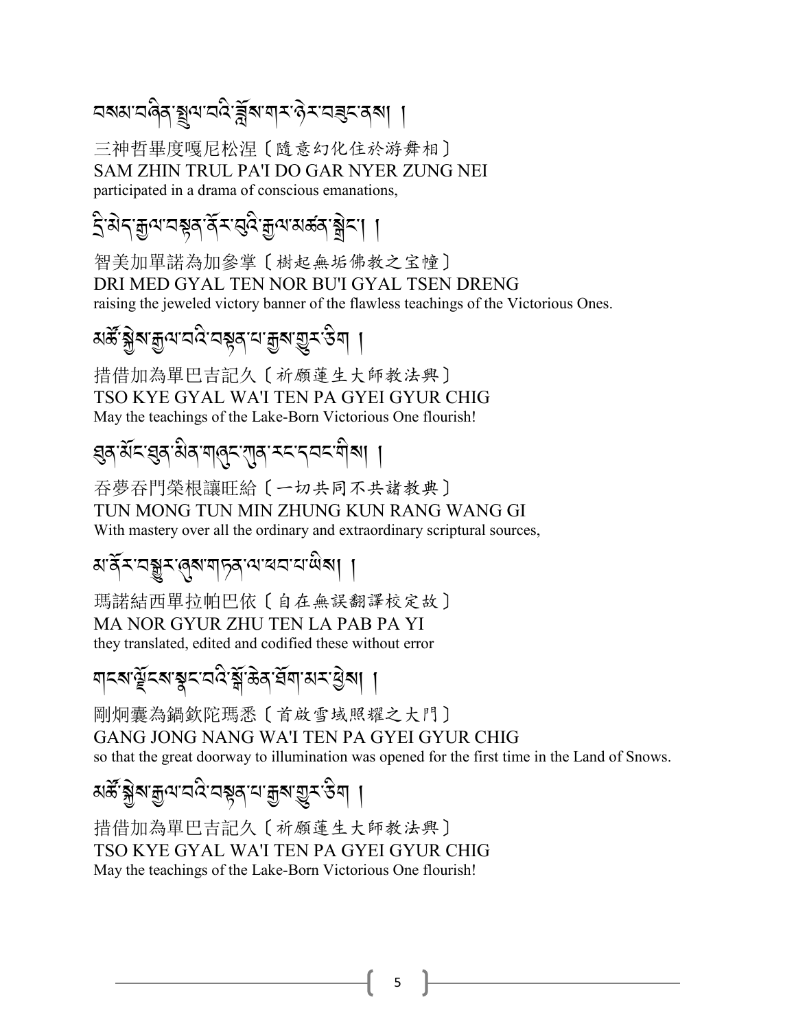བསམ་བཞིན་སྤྲུལ་པའི་ཟློས་གར་ཉེར་བཟུང་ནས། །

三神哲畢度嘎尼松涅〔隨意幻化住於游舞相〕
SAM ZHIN TRUL PA'I DO GAR NYER ZUNG NEI
participated in a drama of conscious emanations,

དྲི་མེད་རྒྱལ་བསྟན་ནོར་བུའི་རྒྱལ་མཚན་སྒྲེང་། །

智美加單諾為加參掌〔樹起無垢佛教之宝幢〕
DRI MED GYAL TEN NOR BU'I GYAL TSEN DRENG
raising the jeweled victory banner of the flawless teachings of the Victorious Ones.

མཚོ་སྐྱེས་རྒྱལ་བའི་བསྟན་པ་རྒྱས་གྱུར་ཅིག །

措借加為單巴吉記久〔祈願蓮生大師教法興〕
TSO KYE GYAL WA'I TEN PA GYEI GYUR CHIG
May the teachings of the Lake-Born Victorious One flourish!

ཐུན་མོང་ཐུན་མིན་གཞུང་ཀུན་རང་དབང་གིས། །

吞夢吞門榮根讓旺給〔一切共同不共諸教典〕
TUN MONG TUN MIN ZHUNG KUN RANG WANG GI
With mastery over all the ordinary and extraordinary scriptural sources,

མ་ནོར་བསྒྱུར་ཞུས་གཏན་ལ་ཕབ་པ་ཡིས། །

瑪諾結西單拉帕巴依〔自在無誤翻譯校定故〕
MA NOR GYUR ZHU TEN LA PAB PA YI
they translated, edited and codified these without error

གངས་ལྗོངས་སྣང་བའི་སྒོ་ཆེན་ཐོག་མར་ཕྱེས། །

剛炯囊為鍋欽陀瑪悉〔首啟雪域照耀之大門〕
GANG JONG NANG WA'I TEN PA GYEI GYUR CHIG
so that the great doorway to illumination was opened for the first time in the Land of Snows.

མཚོ་སྐྱེས་རྒྱལ་བའི་བསྟན་པ་རྒྱས་གྱུར་ཅིག །

措借加為單巴吉記久〔祈願蓮生大師教法興〕
TSO KYE GYAL WA'I TEN PA GYEI GYUR CHIG
May the teachings of the Lake-Born Victorious One flourish!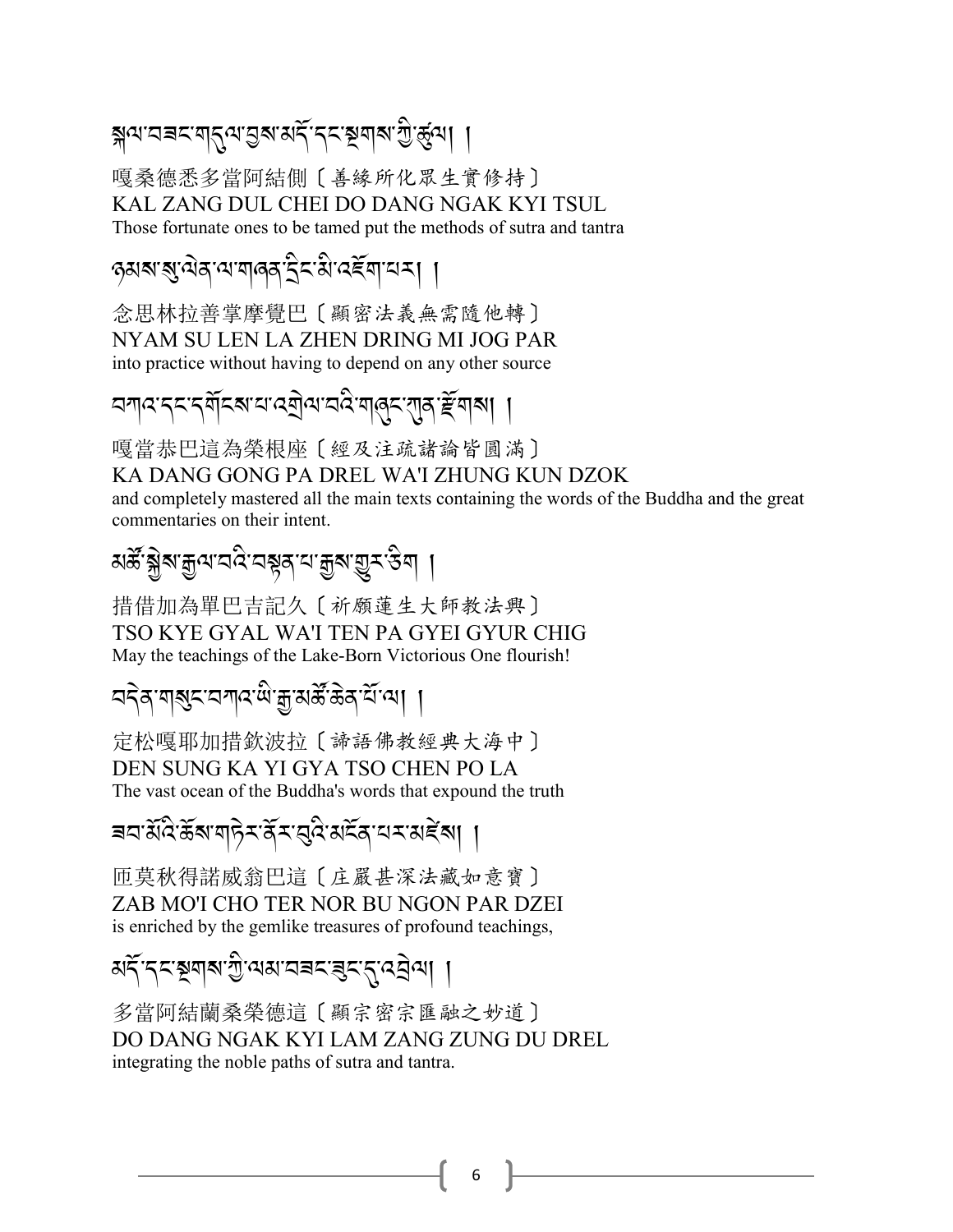སྐལ་བཟང་གདུལ་བྱས་མདོ་དང་སྔགས་ཀྱི་ཚུལ། །

嘎桑德悉多當阿結側〔善緣所化眾生實修持〕
KAL ZANG DUL CHEI DO DANG NGAK KYI TSUL
Those fortunate ones to be tamed put the methods of sutra and tantra

ཉམས་སུ་ལེན་ལ་གཞན་དྲིང་མི་འཇོག་པར། །

念思林拉善掌摩覺巴〔顯密法義無需隨他轉〕
NYAM SU LEN LA ZHEN DRING MI JOG PAR
into practice without having to depend on any other source

བཀའ་དང་དགོངས་པ་འགྲེལ་བའི་གཞུང་ཀུན་རྫོགས། །

嘎當恭巴這為榮根座〔經及注疏諸論皆圓滿〕
KA DANG GONG PA DREL WA'I ZHUNG KUN DZOK
and completely mastered all the main texts containing the words of the Buddha and the great commentaries on their intent.

མཚོ་སྐྱེས་རྒྱལ་བའི་བསྟན་པ་རྒྱས་གྱུར་ཅིག །

措借加為單巴吉記久〔祈願蓮生大師教法興〕
TSO KYE GYAL WA'I TEN PA GYEI GYUR CHIG
May the teachings of the Lake-Born Victorious One flourish!

བདེན་གསུང་བཀའ་ཡི་རྒྱ་མཚོ་ཆེན་པོ་ལ། །

定松嘎耶加措欽波拉〔諦語佛教經典大海中〕
DEN SUNG KA YI GYA TSO CHEN PO LA
The vast ocean of the Buddha's words that expound the truth

ཟབ་མོའི་ཆོས་གཏེར་ནོར་བུའི་མངོན་པར་མཛེས། །

匝莫秋得諾威翁巴這〔庄嚴甚深法藏如意寶〕
ZAB MO'I CHO TER NOR BU NGON PAR DZEI
is enriched by the gemlike treasures of profound teachings,

མདོ་དང་སྔགས་ཀྱི་ལམ་བཟང་ཟུང་དུ་འབྲེལ། །

多當阿結蘭桑榮德這〔顯宗密宗匯融之妙道〕
DO DANG NGAK KYI LAM ZANG ZUNG DU DREL
integrating the noble paths of sutra and tantra.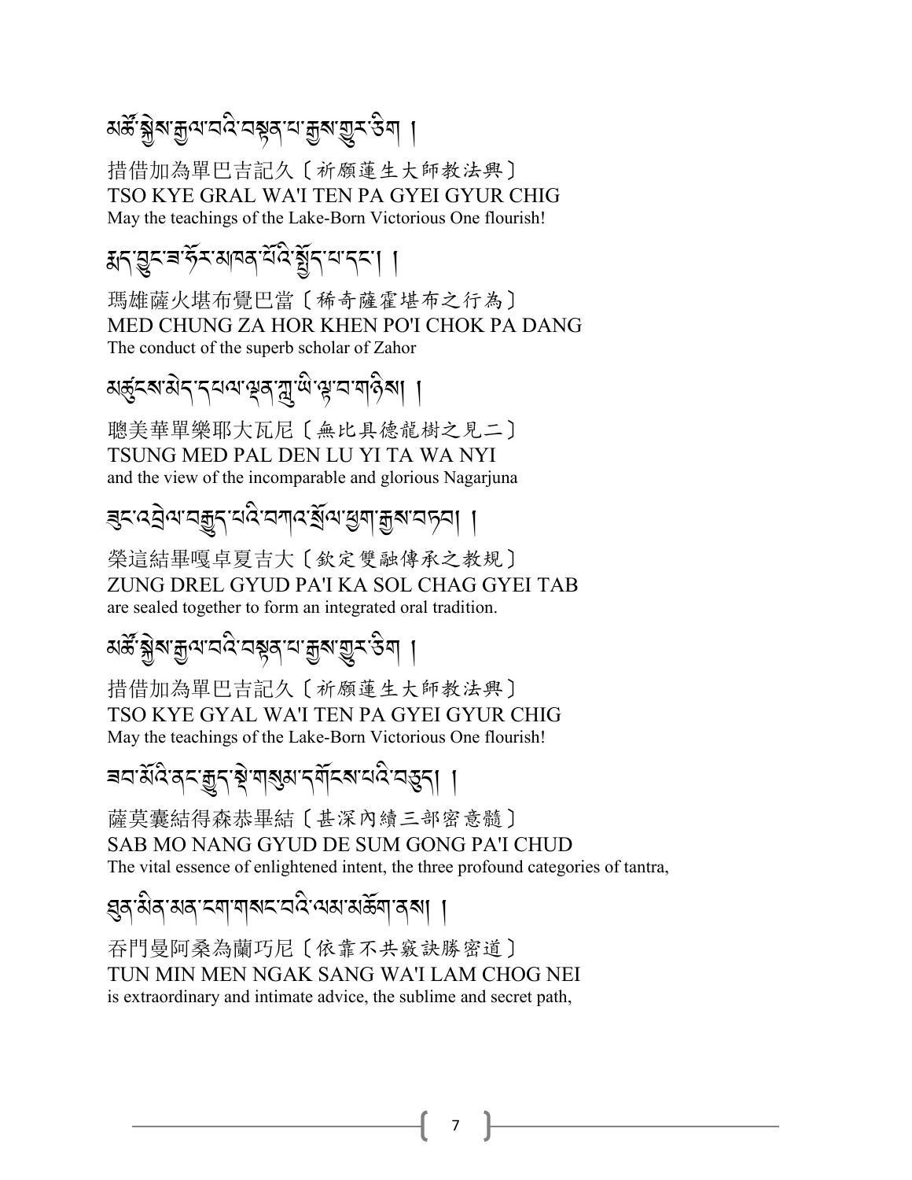མཚོ་སྐྱེས་རྒྱལ་བའི་བསྟན་པ་རྒྱས་གྱུར་ཅིག །

措借加為單巴吉記久〔祈願蓮生大師教法興〕
TSO KYE GRAL WA'I TEN PA GYEI GYUR CHIG
May the teachings of the Lake-Born Victorious One flourish!

རྨད་བྱུང་ཟ་ཧོར་མཁན་པོའི་སྤྱོད་པ་དང་། །

瑪雄薩火堪布覺巴當〔稀奇薩霍堪布之行為〕
MED CHUNG ZA HOR KHEN PO'I CHOK PA DANG
The conduct of the superb scholar of Zahor

མཚུངས་མེད་དཔལ་ལྡན་ཀླུ་ཡི་ལྟ་བ་གཉིས། །

聰美華單樂耶大瓦尼〔無比具德龍樹之見二〕
TSUNG MED PAL DEN LU YI TA WA NYI
and the view of the incomparable and glorious Nagarjuna

ཟུང་འབྲེལ་བརྒྱུད་པའི་བཀའ་སྲོལ་ཕྱག་རྒྱས་བཏབ། །

榮這結畢嘎卓夏吉大〔欽定雙融傳承之教規〕
ZUNG DREL GYUD PA'I KA SOL CHAG GYEI TAB
are sealed together to form an integrated oral tradition.

མཚོ་སྐྱེས་རྒྱལ་བའི་བསྟན་པ་རྒྱས་གྱུར་ཅིག །

措借加為單巴吉記久〔祈願蓮生大師教法興〕
TSO KYE GYAL WA'I TEN PA GYEI GYUR CHIG
May the teachings of the Lake-Born Victorious One flourish!

ཟབ་མོའི་ནང་རྒྱུད་སྡེ་གསུམ་དགོངས་པའི་བཅུད། །

薩莫囊結得森恭畢結〔甚深內續三部密意髓〕
SAB MO NANG GYUD DE SUM GONG PA'I CHUD
The vital essence of enlightened intent, the three profound categories of tantra,

ཐུན་མིན་མན་ངག་གསང་བའི་ལམ་མཆོག་ནས། །

吞門曼阿桑為蘭巧尼〔依靠不共竅訣勝密道〕
TUN MIN MEN NGAK SANG WA'I LAM CHOG NEI
is extraordinary and intimate advice, the sublime and secret path,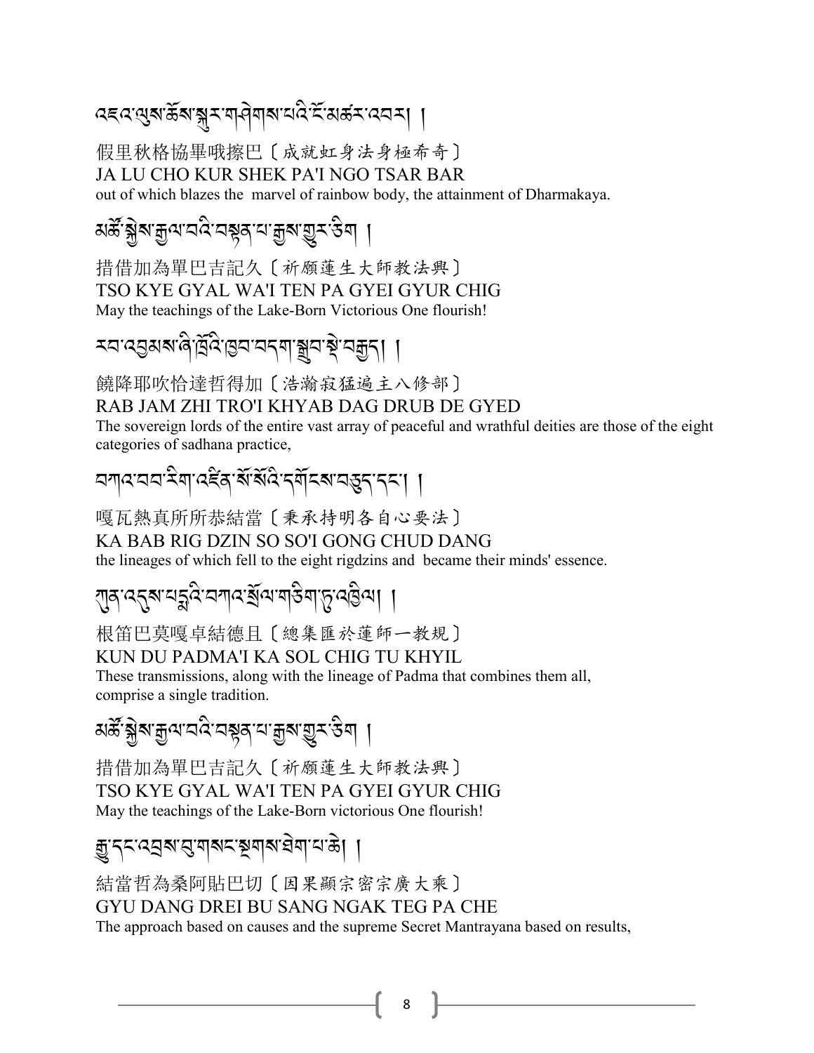འཇའ་ལུས་ཆོས་སྐུར་གཤེགས་པའི་ངོ་མཚར་འབར། །

假里秋格協畢哦擦巴〔成就虹身法身極希奇〕
JA LU CHO KUR SHEK PA'I NGO TSAR BAR
out of which blazes the marvel of rainbow body, the attainment of Dharmakaya.

མཚོ་སྐྱེས་རྒྱལ་བའི་བསྟན་པ་རྒྱས་གྱུར་ཅིག །

措借加為單巴吉記久〔祈願蓮生大師教法興〕
TSO KYE GYAL WA'I TEN PA GYEI GYUR CHIG
May the teachings of the Lake-Born Victorious One flourish!

རབ་འབྱམས་ཞི་ཁྲོའི་ཁྱབ་བདག་སྒྲུབ་སྡེ་བརྒྱད། །

饒降耶吹恰達哲得加〔浩瀚寂猛遍主八修部〕
RAB JAM ZHI TRO'I KHYAB DAG DRUB DE GYED
The sovereign lords of the entire vast array of peaceful and wrathful deities are those of the eight categories of sadhana practice,

བཀའ་བབ་རིག་འཛིན་སོ་སོའི་དགོངས་བཅུད་དང་། །

嘎瓦熱真所所恭結當〔秉承持明各自心要法〕
KA BAB RIG DZIN SO SO'I GONG CHUD DANG
the lineages of which fell to the eight rigdzins and became their minds' essence.

ཀུན་འདུས་པདྨའི་བཀའ་སྲོལ་གཅིག་ཏུ་འཁྱིལ། །

根笛巴莫嘎卓結德且〔總集匯於蓮師一教規〕
KUN DU PADMA'I KA SOL CHIG TU KHYIL
These transmissions, along with the lineage of Padma that combines them all, comprise a single tradition.

མཚོ་སྐྱེས་རྒྱལ་བའི་བསྟན་པ་རྒྱས་གྱུར་ཅིག །

措借加為單巴吉記久〔祈願蓮生大師教法興〕
TSO KYE GYAL WA'I TEN PA GYEI GYUR CHIG
May the teachings of the Lake-Born victorious One flourish!

རྒྱུ་དང་འབྲས་བུ་གསང་སྔགས་ཐེག་པ་ཆེ། །

結當哲為桑阿貼巴切〔因果顯宗密宗廣大乘〕
GYU DANG DREI BU SANG NGAK TEG PA CHE
The approach based on causes and the supreme Secret Mantrayana based on results,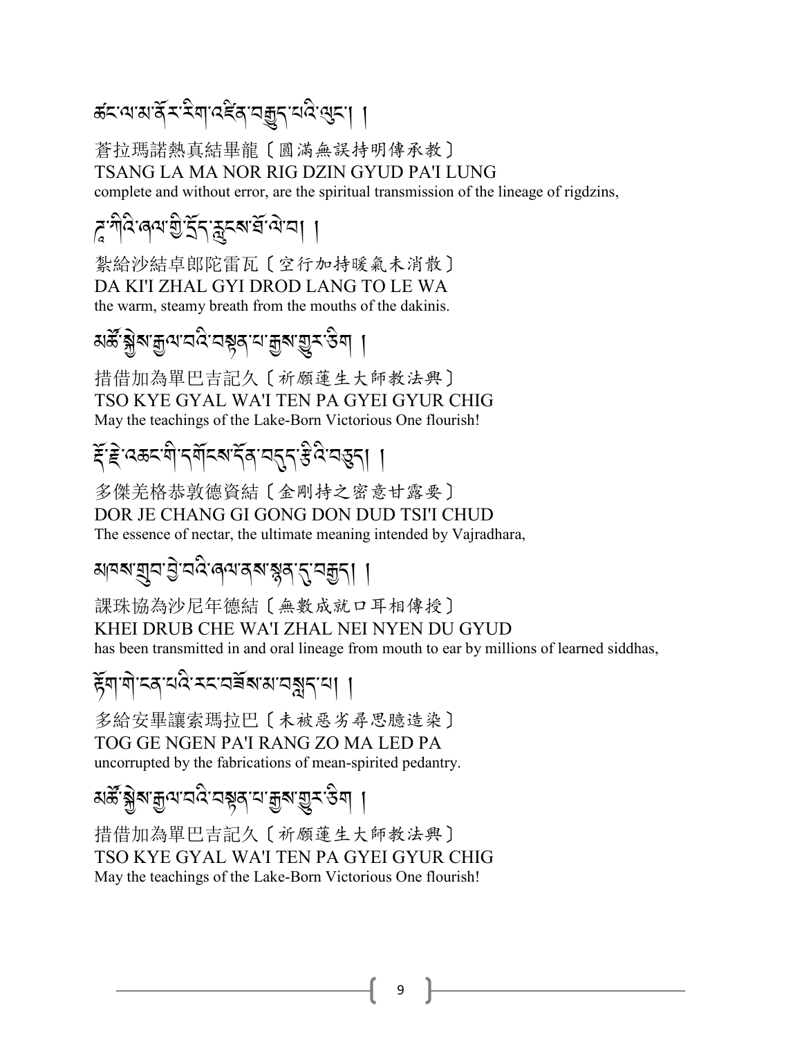ཚང་ལ་མ་ནོར་རིག་འཛིན་བརྒྱུད་པའི་ལུང་། །

蒼拉瑪諾熱真結畢龍〔圓滿無誤持明傳承教〕
TSANG LA MA NOR RIG DZIN GYUD PA'I LUNG
complete and without error, are the spiritual transmission of the lineage of rigdzins,

ཌཱ་ཀིའི་ཞལ་གྱི་དྲོད་རླངས་ཐོ་ལེ་བ། །

紮給沙結卓郎陀雷瓦〔空行加持暖氣未消散〕
DA KI'I ZHAL GYI DROD LANG TO LE WA
the warm, steamy breath from the mouths of the dakinis.

མཚོ་སྐྱེས་རྒྱལ་བའི་བསྟན་པ་རྒྱས་གྱུར་ཅིག །

措借加為單巴吉記久〔祈願蓮生大師教法興〕
TSO KYE GYAL WA'I TEN PA GYEI GYUR CHIG
May the teachings of the Lake-Born Victorious One flourish!

རྡོ་རྗེ་འཆང་གི་དགོངས་དོན་བདུད་རྩིའི་བཅུད། །

多傑羌格恭敦德資結〔金剛持之密意甘露要〕
DOR JE CHANG GI GONG DON DUD TSI'I CHUD
The essence of nectar, the ultimate meaning intended by Vajradhara,

མཁས་གྲུབ་བྱེ་བའི་ཞལ་ནས་སྙན་དུ་བརྒྱུད། །

課珠協為沙尼年德結〔無數成就口耳相傳授〕
KHEI DRUB CHE WA'I ZHAL NEI NYEN DU GYUD
has been transmitted in and oral lineage from mouth to ear by millions of learned siddhas,

རྟོག་གེ་ངན་པའི་རང་བཟོས་མ་བསླད་པ། །

多給安畢讓索瑪拉巴〔未被惡劣尋思臆造染〕
TOG GE NGEN PA'I RANG ZO MA LED PA
uncorrupted by the fabrications of mean-spirited pedantry.

མཚོ་སྐྱེས་རྒྱལ་བའི་བསྟན་པ་རྒྱས་གྱུར་ཅིག །

措借加為單巴吉記久〔祈願蓮生大師教法興〕
TSO KYE GYAL WA'I TEN PA GYEI GYUR CHIG
May the teachings of the Lake-Born Victorious One flourish!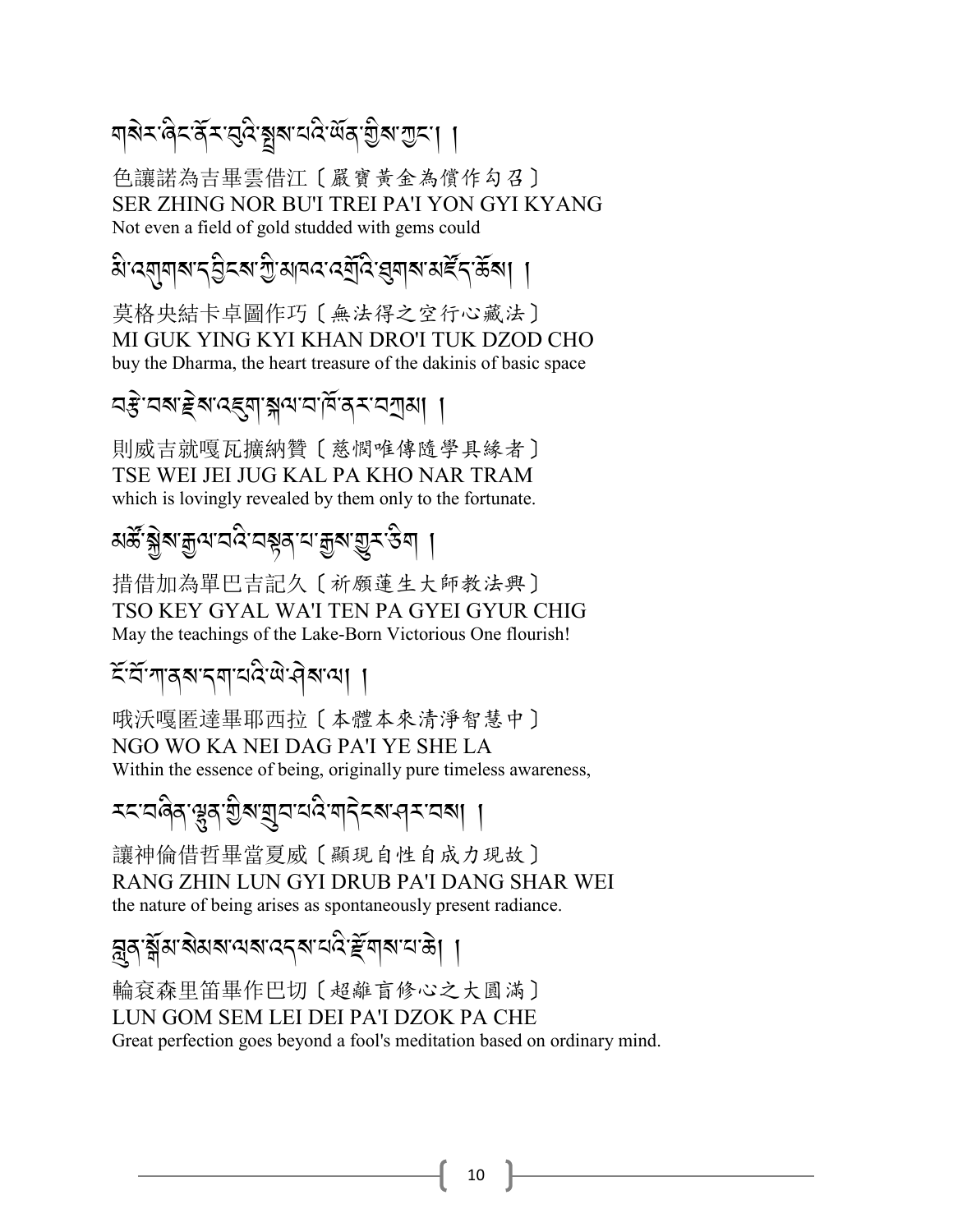གསེར་ཞིང་ནོར་བུའི་སྤྲས་པའི་ཡོན་གྱིས་ཀྱང་། །

色讓諾為吉畢雲借江〔嚴寶黃金為償作勾召〕
SER ZHING NOR BU'I TREI PA'I YON GYI KYANG
Not even a field of gold studded with gems could

མི་འགུགས་དབྱིངས་ཀྱི་མཁའ་འགྲོའི་ཐུགས་མཛོད་ཆོས། །

莫格央結卡卓圖作巧〔無法得之空行心藏法〕
MI GUK YING KYI KHAN DRO'I TUK DZOD CHO
buy the Dharma, the heart treasure of the dakinis of basic space

བརྩེ་བས་རྗེས་འཇུག་སྐལ་པ་ཁོ་ནར་བཀྲམ། །

則威吉就嘎瓦擴納贊〔慈悯唯傳隨學具緣者〕
TSE WEI JEI JUG KAL PA KHO NAR TRAM
which is lovingly revealed by them only to the fortunate.

མཚོ་སྐྱེས་རྒྱལ་བའི་བསྟན་པ་རྒྱས་གྱུར་ཅིག །

措借加為單巴吉記久〔祈願蓮生大師教法興〕
TSO KEY GYAL WA'I TEN PA GYEI GYUR CHIG
May the teachings of the Lake-Born Victorious One flourish!

ངོ་བོ་ཀ་ནས་དག་པའི་ཡེ་ཤེས་ལ། །

哦沃嘎匿達畢耶西拉〔本體本來清淨智慧中〕
NGO WO KA NEI DAG PA'I YE SHE LA
Within the essence of being, originally pure timeless awareness,

རང་བཞིན་ལྷུན་གྱིས་གྲུབ་པའི་གདངས་ཤར་བས། །

讓神倫借哲畢當夏威〔顯現自性自成力現故〕
RANG ZHIN LUN GYI DRUB PA'I DANG SHAR WEI
the nature of being arises as spontaneously present radiance.

བླུན་སྒོམ་སེམས་ལས་འདས་པའི་རྫོགས་པ་ཆེ། །

輪袞森里笛畢作巴切〔超離盲修心之大圓滿〕
LUN GOM SEM LEI DEI PA'I DZOK PA CHE
Great perfection goes beyond a fool's meditation based on ordinary mind.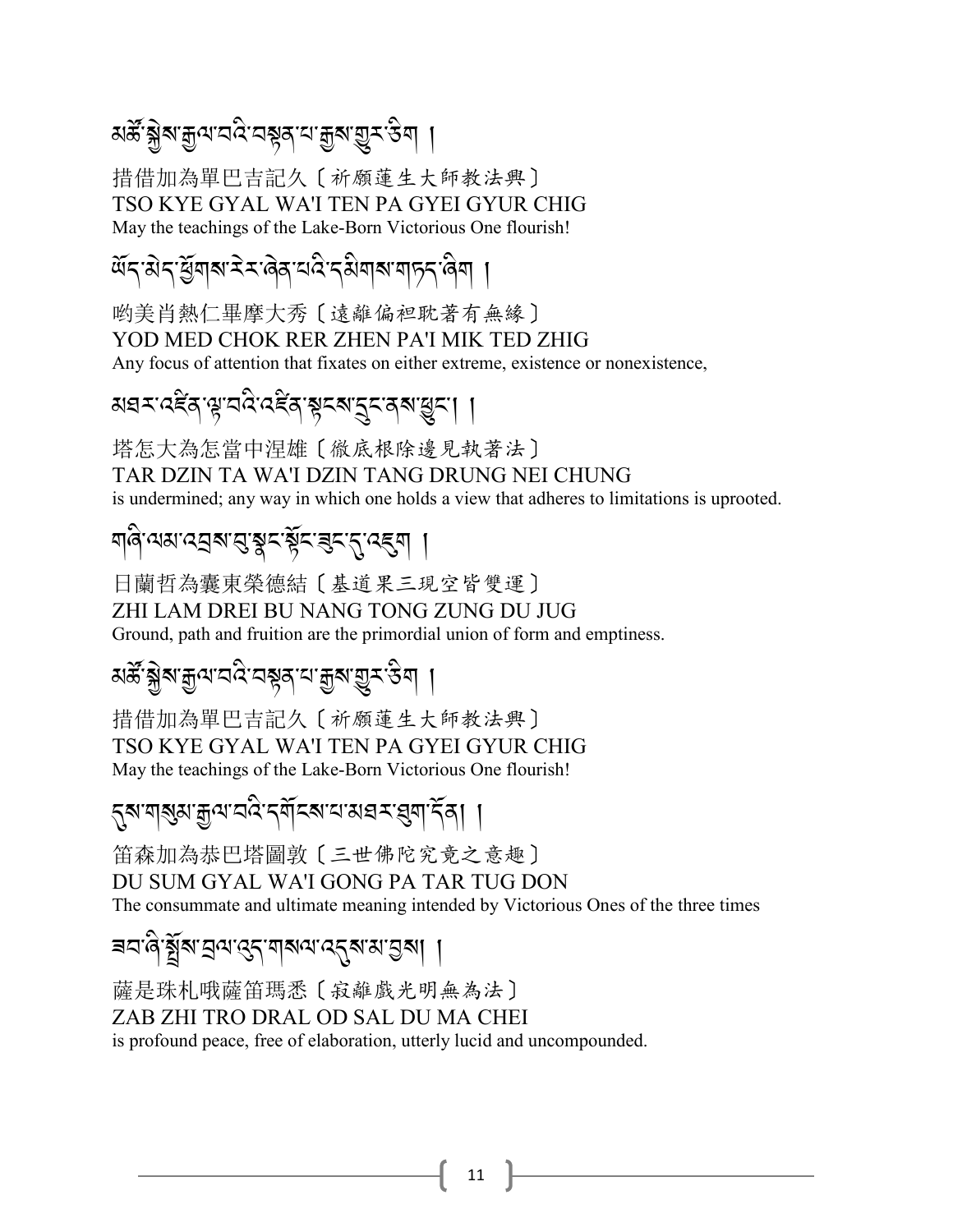མཚོ་སྐྱེས་རྒྱལ་བའི་བསྟན་པ་རྒྱས་གྱུར་ཅིག །

措借加為單巴吉記久〔祈願蓮生大師教法興〕
TSO KYE GYAL WA'I TEN PA GYEI GYUR CHIG
May the teachings of the Lake-Born Victorious One flourish!

ཡོད་མེད་ཕྱོགས་རེར་ཞེན་པའི་དམིགས་གཏད་ཞིག །

哟美肖熱仁畢摩大秀〔遠離偏袒耽著有無緣〕
YOD MED CHOK RER ZHEN PA'I MIK TED ZHIG
Any focus of attention that fixates on either extreme, existence or nonexistence,

མཐར་འཛིན་ལྟ་བའི་འཛིན་སྟངས་དྲུང་ནས་ཕྱུང་། །

塔怎大為怎當中涅雄〔徹底根除邊見執著法〕
TAR DZIN TA WA'I DZIN TANG DRUNG NEI CHUNG
is undermined; any way in which one holds a view that adheres to limitations is uprooted.

གཞི་ལམ་འབྲས་བུ་སྣང་སྟོང་ཟུང་དུ་འཇུག །

日蘭哲為囊東榮德結〔基道果三現空皆雙運〕
ZHI LAM DREI BU NANG TONG ZUNG DU JUG
Ground, path and fruition are the primordial union of form and emptiness.

མཚོ་སྐྱེས་རྒྱལ་བའི་བསྟན་པ་རྒྱས་གྱུར་ཅིག །

措借加為單巴吉記久〔祈願蓮生大師教法興〕
TSO KYE GYAL WA'I TEN PA GYEI GYUR CHIG
May the teachings of the Lake-Born Victorious One flourish!

དུས་གསུམ་རྒྱལ་བའི་དགོངས་པ་མཐར་ཐུག་དོན། །

笛森加為恭巴塔圖敦〔三世佛陀究竟之意趣〕
DU SUM GYAL WA'I GONG PA TAR TUG DON
The consummate and ultimate meaning intended by Victorious Ones of the three times

ཟབ་ཞི་སྤྲོས་བྲལ་འོད་གསལ་འདུས་མ་བྱས། །

薩是珠札哦薩笛瑪悉〔寂離戲光明無為法〕
ZAB ZHI TRO DRAL OD SAL DU MA CHEI
is profound peace, free of elaboration, utterly lucid and uncompounded.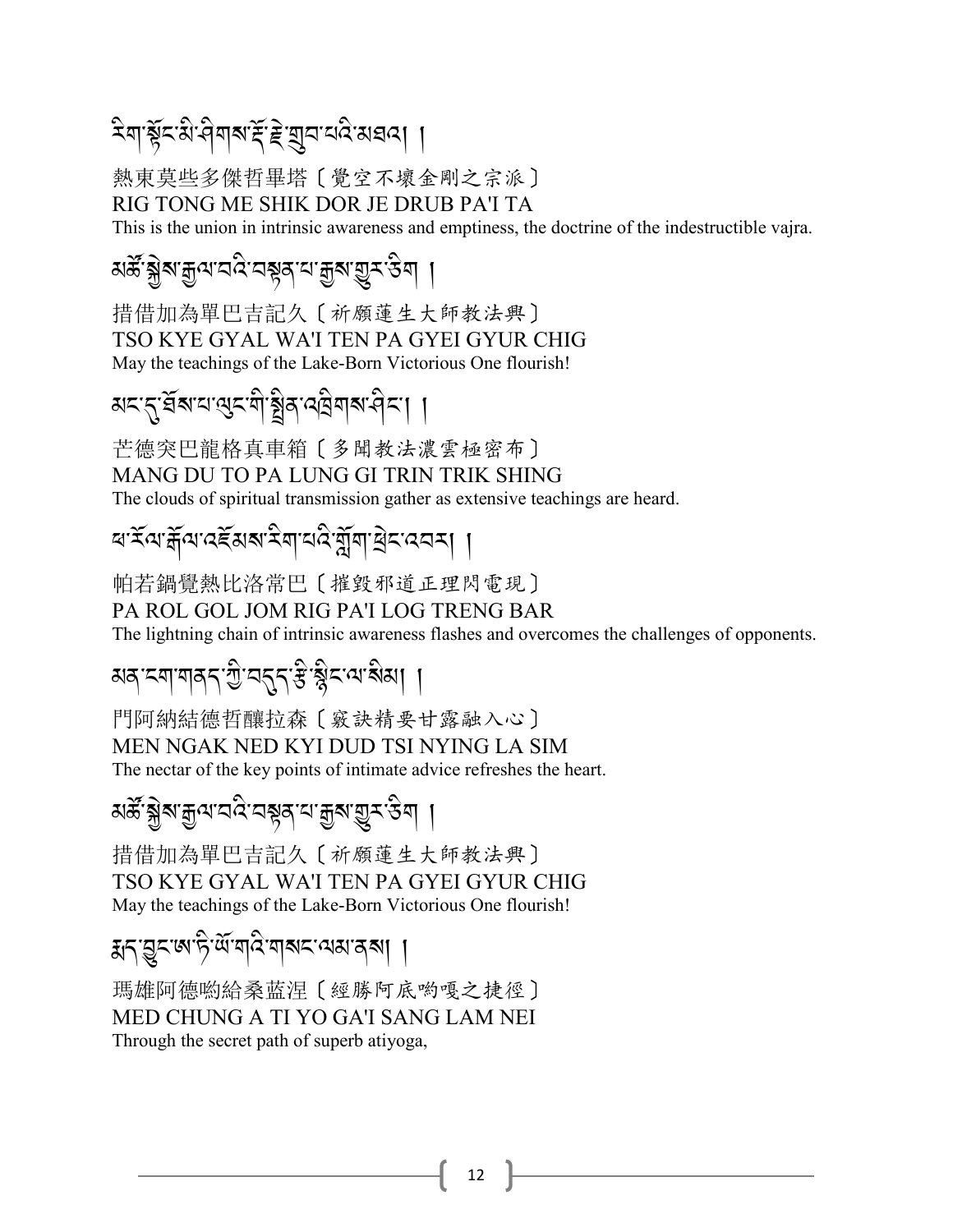རིག་སྟོང་མི་ཤིགས་རྡོ་རྗེ་གྲུབ་པའི་མཐའ། །

熱東莫些多傑哲畢塔〔覺空不壞金剛之宗派〕
RIG TONG ME SHIK DOR JE DRUB PA'I TA
This is the union in intrinsic awareness and emptiness, the doctrine of the indestructible vajra.

མཚོ་སྐྱེས་རྒྱལ་བའི་བསྟན་པ་རྒྱས་གྱུར་ཅིག །

措借加為單巴吉記久〔祈願蓮生大師教法興〕
TSO KYE GYAL WA'I TEN PA GYEI GYUR CHIG
May the teachings of the Lake-Born Victorious One flourish!

མང་དུ་ཐོས་པ་ལུང་གི་སྤྲིན་འཁྲིགས་ཤིང་། །

芒德突巴龍格真車箱〔多聞教法濃雲極密布〕
MANG DU TO PA LUNG GI TRIN TRIK SHING
The clouds of spiritual transmission gather as extensive teachings are heard.

ཕ་རོལ་རྒོལ་འཇོམས་རིག་པའི་གློག་ཕྲེང་འབར། །

帕若鍋覺熱比洛常巴〔摧毀邪道正理閃電現〕
PA ROL GOL JOM RIG PA'I LOG TRENG BAR
The lightning chain of intrinsic awareness flashes and overcomes the challenges of opponents.

མན་ངག་གནད་ཀྱི་བདུད་རྩི་སྙིང་ལ་སིམ། །

門阿納結德哲釀拉森〔竅訣精要甘露融入心〕
MEN NGAK NED KYI DUD TSI NYING LA SIM
The nectar of the key points of intimate advice refreshes the heart.

མཚོ་སྐྱེས་རྒྱལ་བའི་བསྟན་པ་རྒྱས་གྱུར་ཅིག །

措借加為單巴吉記久〔祈願蓮生大師教法興〕
TSO KYE GYAL WA'I TEN PA GYEI GYUR CHIG
May the teachings of the Lake-Born Victorious One flourish!

སྨད་བྱུང་ཨ་ཏི་ཡོ་གའི་གསང་ལམ་ནས། །

瑪雄阿德喲給桑藍涅〔經勝阿底喲嘎之捷徑〕
MED CHUNG A TI YO GA'I SANG LAM NEI
Through the secret path of superb atiyoga,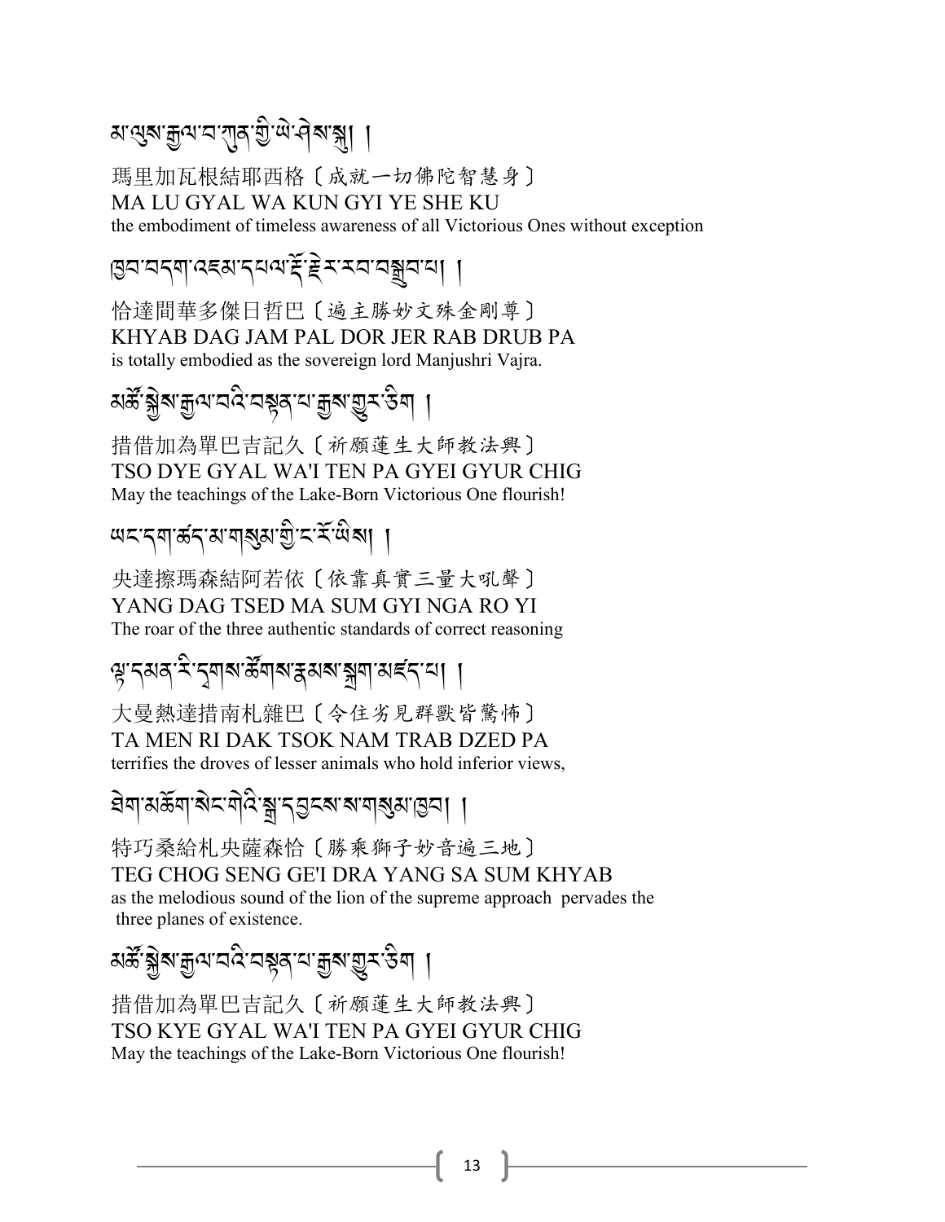མ་ལུས་རྒྱལ་བ་ཀུན་གྱི་ཡེ་ཤེས་སྐུ། །

瑪里加瓦根結耶西格〔成就一切佛陀智慧身〕
MA LU GYAL WA KUN GYI YE SHE KU
the embodiment of timeless awareness of all Victorious Ones without exception

ཁྱབ་བདག་འཇམ་དཔལ་རྡོ་རྗེར་རབ་བསྒྲུབ་པ། །

恰達間華多傑日哲巴〔遍主勝妙文殊金剛尊〕
KHYAB DAG JAM PAL DOR JER RAB DRUB PA
is totally embodied as the sovereign lord Manjushri Vajra.

མཚོ་སྐྱེས་རྒྱལ་བའི་བསྟན་པ་རྒྱས་གྱུར་ཅིག །

措借加為單巴吉記久〔祈願蓮生大師教法興〕
TSO DYE GYAL WA'I TEN PA GYEI GYUR CHIG
May the teachings of the Lake-Born Victorious One flourish!

ཡང་དག་ཚད་མ་གསུམ་གྱི་ང་རོ་ཡིས། །

央達擦瑪森結阿若依〔依靠真實三量大吼聲〕
YANG DAG TSED MA SUM GYI NGA RO YI
The roar of the three authentic standards of correct reasoning

ལྟ་དམན་རི་དྭགས་ཚོགས་རྣམས་སྐྲག་མཛད་པ། །

大曼熱達措南札雜巴〔令住劣見群獸皆驚怖〕
TA MEN RI DAK TSOK NAM TRAB DZED PA
terrifies the droves of lesser animals who hold inferior views,

ཐེག་མཆོག་སེང་གེའི་སྒྲ་དབྱངས་ས་གསུམ་ཁྱབ། །

特巧桑給札央薩森恰〔勝乘獅子妙音遍三地〕
TEG CHOG SENG GE'I DRA YANG SA SUM KHYAB
as the melodious sound of the lion of the supreme approach pervades the three planes of existence.

མཚོ་སྐྱེས་རྒྱལ་བའི་བསྟན་པ་རྒྱས་གྱུར་ཅིག །

措借加為單巴吉記久〔祈願蓮生大師教法興〕
TSO KYE GYAL WA'I TEN PA GYEI GYUR CHIG
May the teachings of the Lake-Born Victorious One flourish!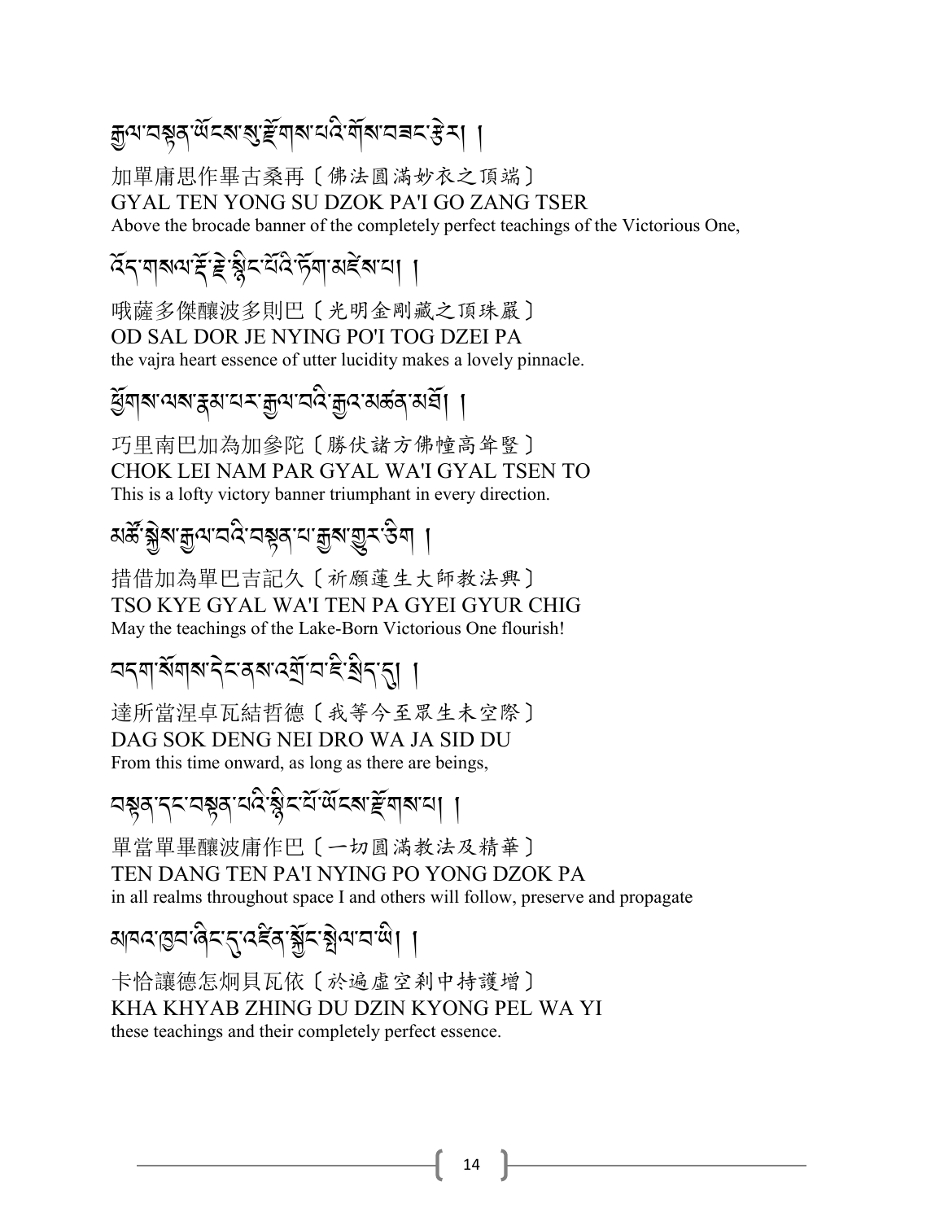རྒྱལ་བསྟན་ཡོངས་སུ་རྫོགས་པའི་གོས་བཟང་རྩེར། །

加單庸思作畢古桑再〔佛法圓滿妙衣之頂端〕
GYAL TEN YONG SU DZOK PA'I GO ZANG TSER
Above the brocade banner of the completely perfect teachings of the Victorious One,

འོད་གསལ་རྡོ་རྗེ་སྙིང་པོའི་ཏོག་མཛེས་པ། །

哦薩多傑釀波多則巴〔光明金剛藏之頂珠嚴〕
OD SAL DOR JE NYING PO'I TOG DZEI PA
the vajra heart essence of utter lucidity makes a lovely pinnacle.

ཕྱོགས་ལས་རྣམ་པར་རྒྱལ་བའི་རྒྱལ་མཚན་མཐོ། །

巧里南巴加為加參陀〔勝伏諸方佛幢高耸豎〕
CHOK LEI NAM PAR GYAL WA'I GYAL TSEN TO
This is a lofty victory banner triumphant in every direction.

མཚོ་སྐྱེས་རྒྱལ་བའི་བསྟན་པ་རྒྱས་གྱུར་ཅིག །

措借加為單巴吉記久〔祈願蓮生大師教法興〕
TSO KYE GYAL WA'I TEN PA GYEI GYUR CHIG
May the teachings of the Lake-Born Victorious One flourish!

བདག་སོགས་དེང་ནས་འགྲོ་བ་ཇི་སྲིད་དུ། །

達所當涅卓瓦結哲德〔我等今至眾生未空際〕
DAG SOK DENG NEI DRO WA JA SID DU
From this time onward, as long as there are beings,

བསྟན་དང་བསྟན་པའི་སྙིང་པོ་ཡོངས་རྫོགས་པ། །

單當單畢釀波庸作巴〔一切圓滿教法及精華〕
TEN DANG TEN PA'I NYING PO YONG DZOK PA
in all realms throughout space I and others will follow, preserve and propagate

མཁའ་ཁྱབ་ཞིང་དུ་འཛིན་སྐྱོང་སྤེལ་བ་ཡི། །

卡恰讓德怎炯貝瓦依〔於遍虛空剎中持護增〕
KHA KHYAB ZHING DU DZIN KYONG PEL WA YI
these teachings and their completely perfect essence.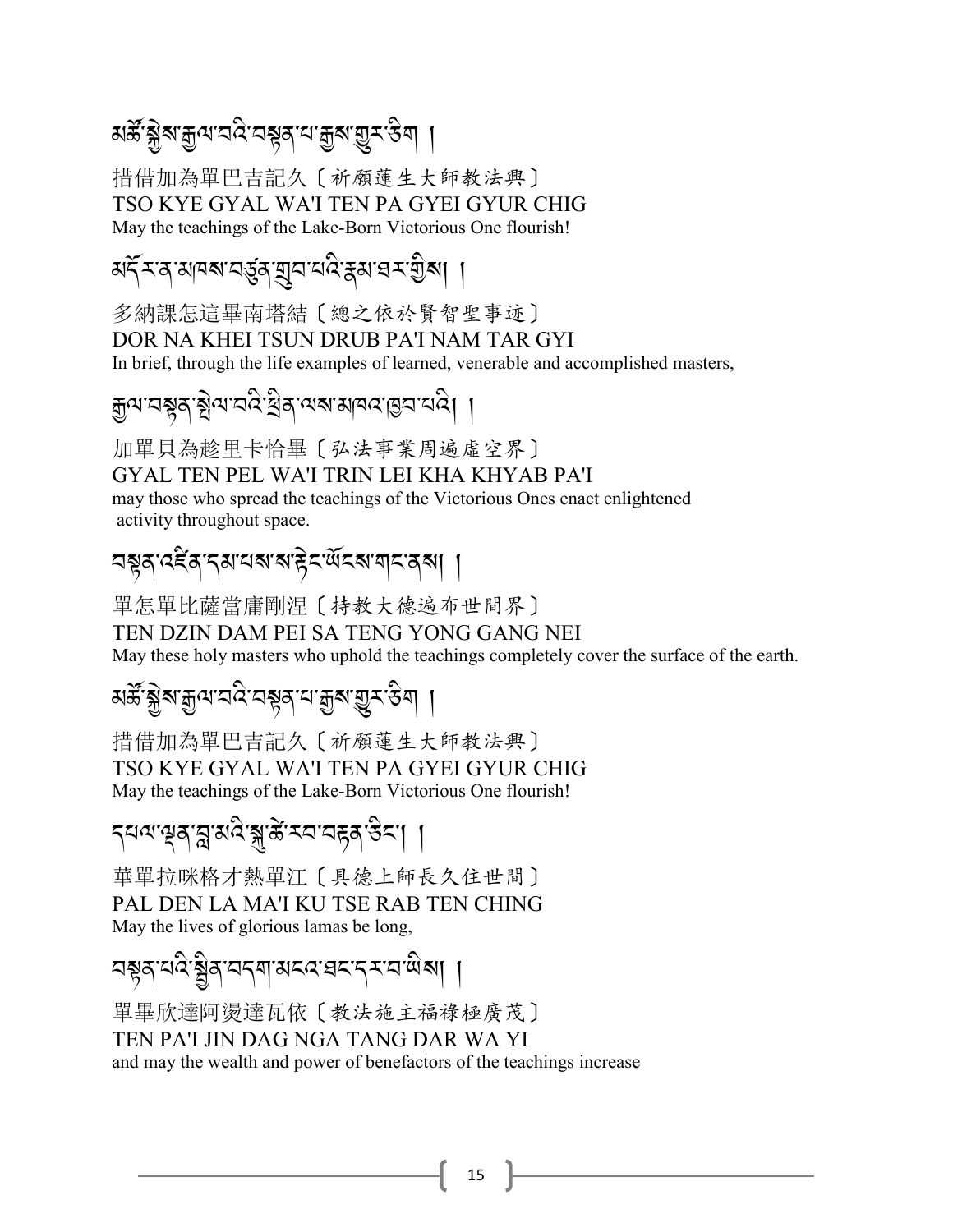མཚོ་སྐྱེས་རྒྱལ་བའི་བསྟན་པ་རྒྱས་གྱུར་ཅིག །

措借加為單巴吉記久〔祈願蓮生大師教法興〕
TSO KYE GYAL WA'I TEN PA GYEI GYUR CHIG
May the teachings of the Lake-Born Victorious One flourish!

མདོར་ན་མཁས་བཙུན་གྲུབ་པའི་རྣམ་ཐར་གྱིས། །

多納課怎這畢南塔結〔總之依於賢智聖事迹〕
DOR NA KHEI TSUN DRUB PA'I NAM TAR GYI
In brief, through the life examples of learned, venerable and accomplished masters,

རྒྱལ་བསྟན་སྤེལ་བའི་ཕྲིན་ལས་མཁའ་ཁྱབ་པའི། །

加單貝為趁里卡恰畢〔弘法事業周遍虛空界〕
GYAL TEN PEL WA'I TRIN LEI KHA KHYAB PA'I
may those who spread the teachings of the Victorious Ones enact enlightened activity throughout space.

བསྟན་འཛིན་དམ་པས་ས་སྟེང་ཡོངས་གང་ནས། །

單怎單比薩當庸剛涅〔持教大德遍布世間界〕
TEN DZIN DAM PEI SA TENG YONG GANG NEI
May these holy masters who uphold the teachings completely cover the surface of the earth.

མཚོ་སྐྱེས་རྒྱལ་བའི་བསྟན་པ་རྒྱས་གྱུར་ཅིག །

措借加為單巴吉記久〔祈願蓮生大師教法興〕
TSO KYE GYAL WA'I TEN PA GYEI GYUR CHIG
May the teachings of the Lake-Born Victorious One flourish!

དཔལ་ལྡན་བླ་མའི་སྐུ་ཚེ་རབ་བརྟན་ཅིང་། །

華單拉咪格才熱單江〔具德上師長久住世間〕
PAL DEN LA MA'I KU TSE RAB TEN CHING
May the lives of glorious lamas be long,

བསྟན་པའི་སྦྱིན་བདག་མངའ་ཐང་དར་བ་ཡིས། །

單畢欣達阿湯達瓦依〔教法施主福祿極廣茂〕
TEN PA'I JIN DAG NGA TANG DAR WA YI
and may the wealth and power of benefactors of the teachings increase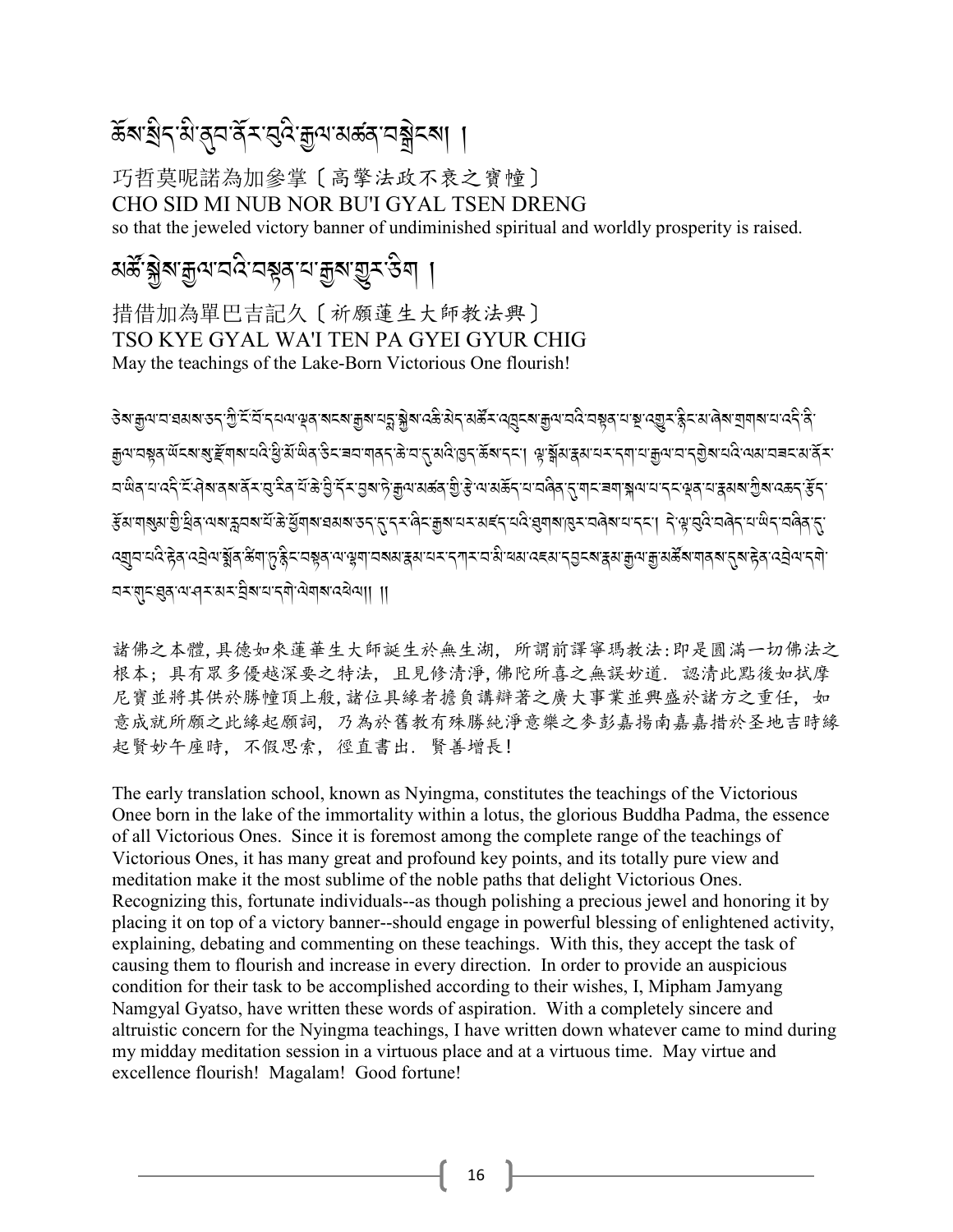# ཆོས་སྲིད་མི་ནུབ་ནོར་བུའི་རྒྱལ་མཚན་བསྒྲེངས། །

巧哲莫呢諾為加參掌〔高擎法政不衰之寶幢〕
CHO SID MI NUB NOR BU'I GYAL TSEN DRENG
so that the jeweled victory banner of undiminished spiritual and worldly prosperity is raised.

# མཚོ་སྐྱེས་རྒྱལ་བའི་བསྟན་པ་རྒྱས་གྱུར་ཅིག །

措借加為單巴吉記久〔祈願蓮生大師教法興〕
TSO KYE GYAL WA'I TEN PA GYEI GYUR CHIG
May the teachings of the Lake-Born Victorious One flourish!

ཅེས་རྒྱལ་བ་ཐམས་ཅད་ཀྱི་ངོ་བོ་དཔལ་ལྡན་སངས་རྒྱས་པདྨ་སྐྱེས་འཆི་མེད་མཚོར་འཁྲུངས་རྒྱལ་བའི་བསྟན་པ་སྔ་འགྱུར་རྙིང་མ་ཞེས་གྲགས་པ་འདི་ནི་རྒྱལ་བསྟན་ཡོངས་སུ་རྫོགས་པའི་ཕྱི་མོ་ཡིན་ཅིང་ཟབ་གནད་ཆེ་བ་དུ་མའི་ཁྱད་ཆོས་དང་། ལྟ་སྒོམ་རྣམ་པར་དག་པ་རྒྱལ་བ་དགྱེས་པའི་ལམ་བཟང་མ་ནོར་བ་ཡིན་པ་འདི་ངོ་ཤེས་ནས་ནོར་བུ་རིན་པོ་ཆེ་ཕྱི་དོར་བྱས་ཏེ་རྒྱལ་མཚན་གྱི་རྩེ་ལ་མཆོད་པ་བཞིན་དུ་གང་ཟག་སྐལ་པ་དང་ལྡན་པ་རྣམས་ཀྱིས་འཆད་རྩོད་རྩོམ་གསུམ་གྱི་ཕྲིན་ལས་རླབས་པོ་ཆེ་ཕྱོགས་ཐམས་ཅད་དུ་དར་ཞིང་རྒྱས་པར་མཛད་པའི་ཐུགས་ཁུར་བཞེས་པ་དང་། དེ་ལྟ་བུའི་བཞེད་པ་ཡིད་བཞིན་དུ་འགྲུབ་པའི་རྟེན་འབྲེལ་སྨོན་ཚིག་ཏུ་རྙིང་བསྟན་ལ་ལྷག་བསམ་རྣམ་པར་དཀར་བ་མི་ཕམ་འཇམ་དབྱངས་རྣམ་རྒྱལ་རྒྱ་མཚོས་གནས་དུས་རྟེན་འབྲེལ་དགེ་བར་ཐུན་བར་ལ་ཤར་མར་བྲིས་པ་དགེ་ལེགས་འཕེལ།། ༎

諸佛之本體,具德如來蓮華生大師誕生於無生湖，所謂前譯寧瑪教法:即是圓滿一切佛法之根本；具有眾多優越深要之特法，且見修清淨,佛陀所喜之無誤妙道．認清此點後如拭摩尼寶並將其供於勝幢頂上般,諸位具緣者擔負講辯著之廣大事業並興盛於諸方之重任，如意成就所願之此緣起願詞，乃為於舊教有殊勝純淨意樂之麥彭嘉揚南嘉嘉措於圣地吉時緣起賢妙午座時，不假思索，徑直書出．賢善增長!

The early translation school, known as Nyingma, constitutes the teachings of the Victorious Onee born in the lake of the immortality within a lotus, the glorious Buddha Padma, the essence of all Victorious Ones. Since it is foremost among the complete range of the teachings of Victorious Ones, it has many great and profound key points, and its totally pure view and meditation make it the most sublime of the noble paths that delight Victorious Ones. Recognizing this, fortunate individuals--as though polishing a precious jewel and honoring it by placing it on top of a victory banner--should engage in powerful blessing of enlightened activity, explaining, debating and commenting on these teachings. With this, they accept the task of causing them to flourish and increase in every direction. In order to provide an auspicious condition for their task to be accomplished according to their wishes, I, Mipham Jamyang Namgyal Gyatso, have written these words of aspiration. With a completely sincere and altruistic concern for the Nyingma teachings, I have written down whatever came to mind during my midday meditation session in a virtuous place and at a virtuous time. May virtue and excellence flourish! Magalam! Good fortune!